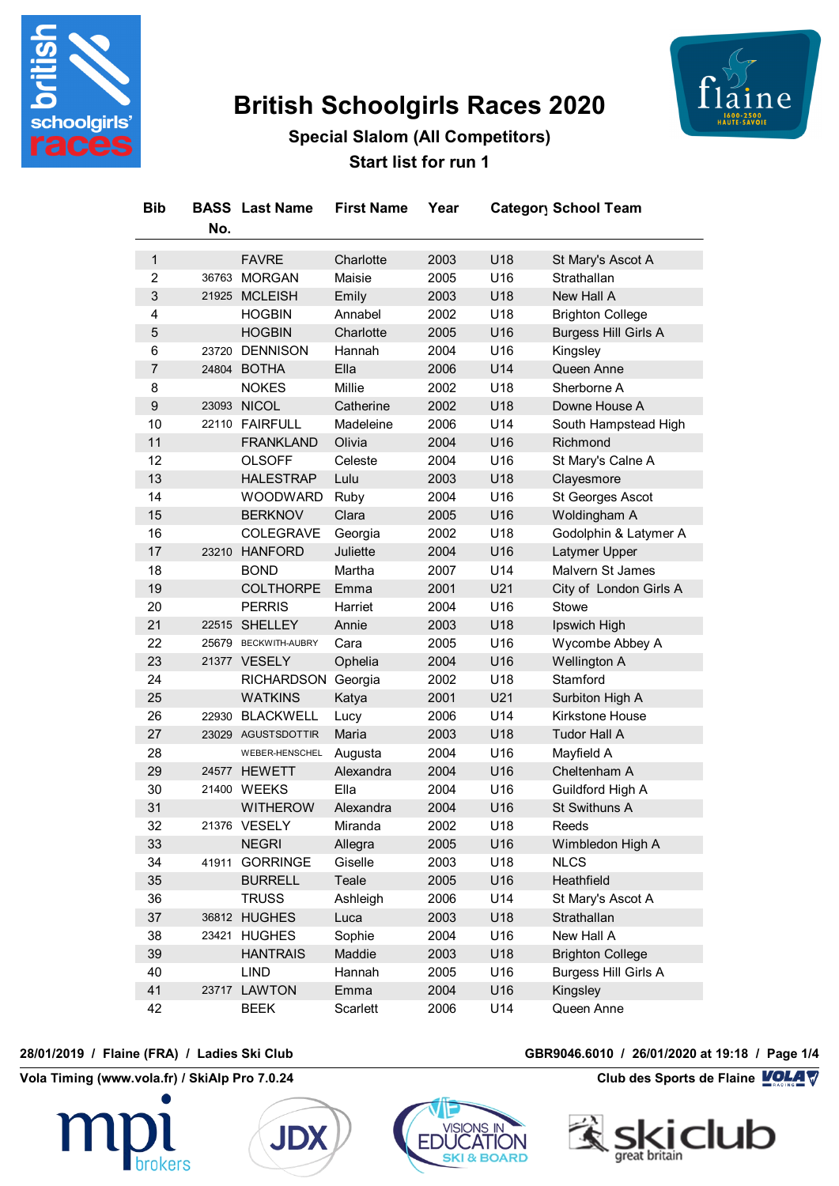# British Schoolgirls Races 2020

## Special Slalom (All Competitors)

### Start list for run 1

| Bib | BASS No. | Last Name | First Name | Year | Category | School Team |
|---|---|---|---|---|---|---|
| 1 | | FAVRE | Charlotte | 2003 | U18 | St Mary's Ascot A |
| 2 | 36763 | MORGAN | Maisie | 2005 | U16 | Strathallan |
| 3 | 21925 | MCLEISH | Emily | 2003 | U18 | New Hall A |
| 4 | | HOGBIN | Annabel | 2002 | U18 | Brighton College |
| 5 | | HOGBIN | Charlotte | 2005 | U16 | Burgess Hill Girls A |
| 6 | 23720 | DENNISON | Hannah | 2004 | U16 | Kingsley |
| 7 | 24804 | BOTHA | Ella | 2006 | U14 | Queen Anne |
| 8 | | NOKES | Millie | 2002 | U18 | Sherborne A |
| 9 | 23093 | NICOL | Catherine | 2002 | U18 | Downe House A |
| 10 | 22110 | FAIRFULL | Madeleine | 2006 | U14 | South Hampstead High |
| 11 | | FRANKLAND | Olivia | 2004 | U16 | Richmond |
| 12 | | OLSOFF | Celeste | 2004 | U16 | St Mary's Calne A |
| 13 | | HALESTRAP | Lulu | 2003 | U18 | Clayesmore |
| 14 | | WOODWARD | Ruby | 2004 | U16 | St Georges Ascot |
| 15 | | BERKNOV | Clara | 2005 | U16 | Woldingham A |
| 16 | | COLEGRAVE | Georgia | 2002 | U18 | Godolphin & Latymer A |
| 17 | 23210 | HANFORD | Juliette | 2004 | U16 | Latymer Upper |
| 18 | | BOND | Martha | 2007 | U14 | Malvern St James |
| 19 | | COLTHORPE | Emma | 2001 | U21 | City of London Girls A |
| 20 | | PERRIS | Harriet | 2004 | U16 | Stowe |
| 21 | 22515 | SHELLEY | Annie | 2003 | U18 | Ipswich High |
| 22 | 25679 | BECKWITH-AUBRY | Cara | 2005 | U16 | Wycombe Abbey A |
| 23 | 21377 | VESELY | Ophelia | 2004 | U16 | Wellington A |
| 24 | | RICHARDSON | Georgia | 2002 | U18 | Stamford |
| 25 | | WATKINS | Katya | 2001 | U21 | Surbiton High A |
| 26 | 22930 | BLACKWELL | Lucy | 2006 | U14 | Kirkstone House |
| 27 | 23029 | AGUSTSDOTTIR | Maria | 2003 | U18 | Tudor Hall A |
| 28 | | WEBER-HENSCHEL | Augusta | 2004 | U16 | Mayfield A |
| 29 | 24577 | HEWETT | Alexandra | 2004 | U16 | Cheltenham A |
| 30 | 21400 | WEEKS | Ella | 2004 | U16 | Guildford High A |
| 31 | | WITHEROW | Alexandra | 2004 | U16 | St Swithuns A |
| 32 | 21376 | VESELY | Miranda | 2002 | U18 | Reeds |
| 33 | | NEGRI | Allegra | 2005 | U16 | Wimbledon High A |
| 34 | 41911 | GORRINGE | Giselle | 2003 | U18 | NLCS |
| 35 | | BURRELL | Teale | 2005 | U16 | Heathfield |
| 36 | | TRUSS | Ashleigh | 2006 | U14 | St Mary's Ascot A |
| 37 | 36812 | HUGHES | Luca | 2003 | U18 | Strathallan |
| 38 | 23421 | HUGHES | Sophie | 2004 | U16 | New Hall A |
| 39 | | HANTRAIS | Maddie | 2003 | U18 | Brighton College |
| 40 | | LIND | Hannah | 2005 | U16 | Burgess Hill Girls A |
| 41 | 23717 | LAWTON | Emma | 2004 | U16 | Kingsley |
| 42 | | BEEK | Scarlett | 2006 | U14 | Queen Anne |

**28/01/2019 / Flaine (FRA) / Ladies Ski Club** — **GBR9046.6010 / 26/01/2020 at 19:18**

**Vola Timing (www.vola.fr) / SkiAlp Pro 7.0.24** — **Club des Sports de Flaine**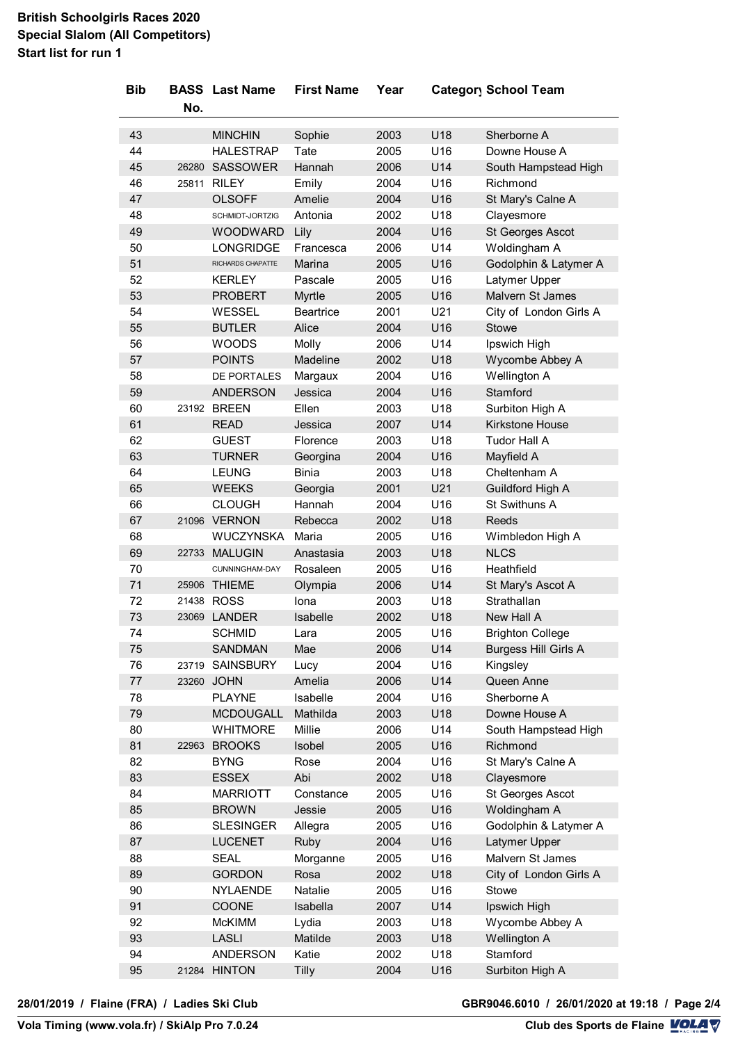**British Schoolgirls Races 2020**
**Special Slalom (All Competitors)**
**Start list for run 1**

| Bib | BASS No. | Last Name | First Name | Year | Category | School Team |
|---|---|---|---|---|---|---|
| 43 | | MINCHIN | Sophie | 2003 | U18 | Sherborne A |
| 44 | | HALESTRAP | Tate | 2005 | U16 | Downe House A |
| 45 | 26280 | SASSOWER | Hannah | 2006 | U14 | South Hampstead High |
| 46 | 25811 | RILEY | Emily | 2004 | U16 | Richmond |
| 47 | | OLSOFF | Amelie | 2004 | U16 | St Mary's Calne A |
| 48 | | SCHMIDT-JORTZIG | Antonia | 2002 | U18 | Clayesmore |
| 49 | | WOODWARD | Lily | 2004 | U16 | St Georges Ascot |
| 50 | | LONGRIDGE | Francesca | 2006 | U14 | Woldingham A |
| 51 | | RICHARDS CHAPATTE | Marina | 2005 | U16 | Godolphin & Latymer A |
| 52 | | KERLEY | Pascale | 2005 | U16 | Latymer Upper |
| 53 | | PROBERT | Myrtle | 2005 | U16 | Malvern St James |
| 54 | | WESSEL | Beartrice | 2001 | U21 | City of London Girls A |
| 55 | | BUTLER | Alice | 2004 | U16 | Stowe |
| 56 | | WOODS | Molly | 2006 | U14 | Ipswich High |
| 57 | | POINTS | Madeline | 2002 | U18 | Wycombe Abbey A |
| 58 | | DE PORTALES | Margaux | 2004 | U16 | Wellington A |
| 59 | | ANDERSON | Jessica | 2004 | U16 | Stamford |
| 60 | 23192 | BREEN | Ellen | 2003 | U18 | Surbiton High A |
| 61 | | READ | Jessica | 2007 | U14 | Kirkstone House |
| 62 | | GUEST | Florence | 2003 | U18 | Tudor Hall A |
| 63 | | TURNER | Georgina | 2004 | U16 | Mayfield A |
| 64 | | LEUNG | Binia | 2003 | U18 | Cheltenham A |
| 65 | | WEEKS | Georgia | 2001 | U21 | Guildford High A |
| 66 | | CLOUGH | Hannah | 2004 | U16 | St Swithuns A |
| 67 | 21096 | VERNON | Rebecca | 2002 | U18 | Reeds |
| 68 | | WUCZYNSKA | Maria | 2005 | U16 | Wimbledon High A |
| 69 | 22733 | MALUGIN | Anastasia | 2003 | U18 | NLCS |
| 70 | | CUNNINGHAM-DAY | Rosaleen | 2005 | U16 | Heathfield |
| 71 | 25906 | THIEME | Olympia | 2006 | U14 | St Mary's Ascot A |
| 72 | 21438 | ROSS | Iona | 2003 | U18 | Strathallan |
| 73 | 23069 | LANDER | Isabelle | 2002 | U18 | New Hall A |
| 74 | | SCHMID | Lara | 2005 | U16 | Brighton College |
| 75 | | SANDMAN | Mae | 2006 | U14 | Burgess Hill Girls A |
| 76 | 23719 | SAINSBURY | Lucy | 2004 | U16 | Kingsley |
| 77 | 23260 | JOHN | Amelia | 2006 | U14 | Queen Anne |
| 78 | | PLAYNE | Isabelle | 2004 | U16 | Sherborne A |
| 79 | | MCDOUGALL | Mathilda | 2003 | U18 | Downe House A |
| 80 | | WHITMORE | Millie | 2006 | U14 | South Hampstead High |
| 81 | 22963 | BROOKS | Isobel | 2005 | U16 | Richmond |
| 82 | | BYNG | Rose | 2004 | U16 | St Mary's Calne A |
| 83 | | ESSEX | Abi | 2002 | U18 | Clayesmore |
| 84 | | MARRIOTT | Constance | 2005 | U16 | St Georges Ascot |
| 85 | | BROWN | Jessie | 2005 | U16 | Woldingham A |
| 86 | | SLESINGER | Allegra | 2005 | U16 | Godolphin & Latymer A |
| 87 | | LUCENET | Ruby | 2004 | U16 | Latymer Upper |
| 88 | | SEAL | Morganne | 2005 | U16 | Malvern St James |
| 89 | | GORDON | Rosa | 2002 | U18 | City of London Girls A |
| 90 | | NYLAENDE | Natalie | 2005 | U16 | Stowe |
| 91 | | COONE | Isabella | 2007 | U14 | Ipswich High |
| 92 | | McKIMM | Lydia | 2003 | U18 | Wycombe Abbey A |
| 93 | | LASLI | Matilde | 2003 | U18 | Wellington A |
| 94 | | ANDERSON | Katie | 2002 | U18 | Stamford |
| 95 | 21284 | HINTON | Tilly | 2004 | U16 | Surbiton High A |

28/01/2019 / Flaine (FRA) / Ladies Ski Club — GBR9046.6010 / 26/01/2020 at 19:18

Vola Timing (www.vola.fr) / SkiAlp Pro 7.0.24 — Club des Sports de Flaine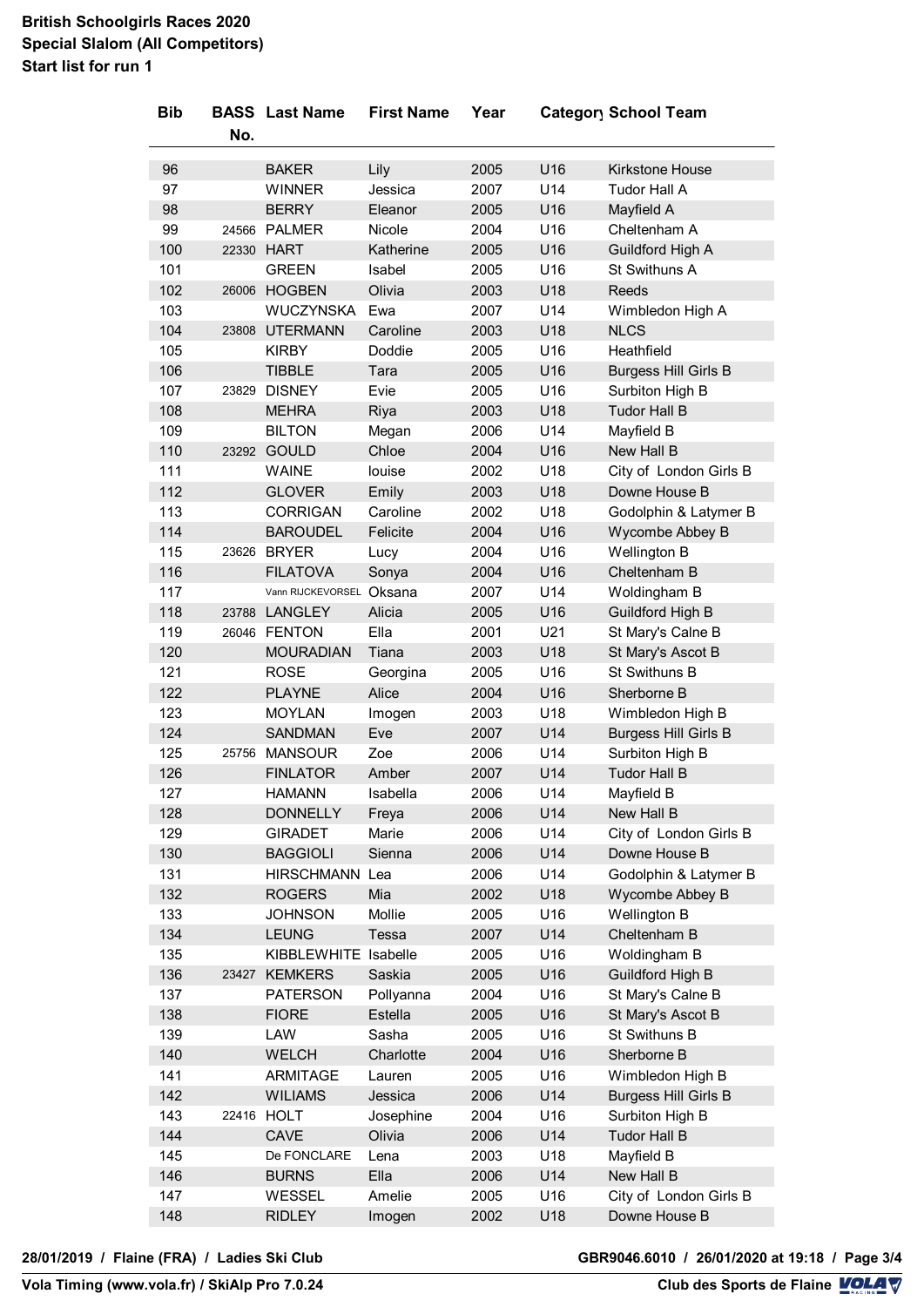**British Schoolgirls Races 2020**
**Special Slalom (All Competitors)**
**Start list for run 1**

| Bib | BASS No. | Last Name | First Name | Year | Category | School Team |
|---|---|---|---|---|---|---|
| 96 | | BAKER | Lily | 2005 | U16 | Kirkstone House |
| 97 | | WINNER | Jessica | 2007 | U14 | Tudor Hall A |
| 98 | | BERRY | Eleanor | 2005 | U16 | Mayfield A |
| 99 | 24566 | PALMER | Nicole | 2004 | U16 | Cheltenham A |
| 100 | 22330 | HART | Katherine | 2005 | U16 | Guildford High A |
| 101 | | GREEN | Isabel | 2005 | U16 | St Swithuns A |
| 102 | 26006 | HOGBEN | Olivia | 2003 | U18 | Reeds |
| 103 | | WUCZYNSKA | Ewa | 2007 | U14 | Wimbledon High A |
| 104 | 23808 | UTERMANN | Caroline | 2003 | U18 | NLCS |
| 105 | | KIRBY | Doddie | 2005 | U16 | Heathfield |
| 106 | | TIBBLE | Tara | 2005 | U16 | Burgess Hill Girls B |
| 107 | 23829 | DISNEY | Evie | 2005 | U16 | Surbiton High B |
| 108 | | MEHRA | Riya | 2003 | U18 | Tudor Hall B |
| 109 | | BILTON | Megan | 2006 | U14 | Mayfield B |
| 110 | 23292 | GOULD | Chloe | 2004 | U16 | New Hall B |
| 111 | | WAINE | louise | 2002 | U18 | City of London Girls B |
| 112 | | GLOVER | Emily | 2003 | U18 | Downe House B |
| 113 | | CORRIGAN | Caroline | 2002 | U18 | Godolphin & Latymer B |
| 114 | | BAROUDEL | Felicite | 2004 | U16 | Wycombe Abbey B |
| 115 | 23626 | BRYER | Lucy | 2004 | U16 | Wellington B |
| 116 | | FILATOVA | Sonya | 2004 | U16 | Cheltenham B |
| 117 | | Vann RIJCKEVORSEL | Oksana | 2007 | U14 | Woldingham B |
| 118 | 23788 | LANGLEY | Alicia | 2005 | U16 | Guildford High B |
| 119 | 26046 | FENTON | Ella | 2001 | U21 | St Mary's Calne B |
| 120 | | MOURADIAN | Tiana | 2003 | U18 | St Mary's Ascot B |
| 121 | | ROSE | Georgina | 2005 | U16 | St Swithuns B |
| 122 | | PLAYNE | Alice | 2004 | U16 | Sherborne B |
| 123 | | MOYLAN | Imogen | 2003 | U18 | Wimbledon High B |
| 124 | | SANDMAN | Eve | 2007 | U14 | Burgess Hill Girls B |
| 125 | 25756 | MANSOUR | Zoe | 2006 | U14 | Surbiton High B |
| 126 | | FINLATOR | Amber | 2007 | U14 | Tudor Hall B |
| 127 | | HAMANN | Isabella | 2006 | U14 | Mayfield B |
| 128 | | DONNELLY | Freya | 2006 | U14 | New Hall B |
| 129 | | GIRADET | Marie | 2006 | U14 | City of London Girls B |
| 130 | | BAGGIOLI | Sienna | 2006 | U14 | Downe House B |
| 131 | | HIRSCHMANN | Lea | 2006 | U14 | Godolphin & Latymer B |
| 132 | | ROGERS | Mia | 2002 | U18 | Wycombe Abbey B |
| 133 | | JOHNSON | Mollie | 2005 | U16 | Wellington B |
| 134 | | LEUNG | Tessa | 2007 | U14 | Cheltenham B |
| 135 | | KIBBLEWHITE | Isabelle | 2005 | U16 | Woldingham B |
| 136 | 23427 | KEMKERS | Saskia | 2005 | U16 | Guildford High B |
| 137 | | PATERSON | Pollyanna | 2004 | U16 | St Mary's Calne B |
| 138 | | FIORE | Estella | 2005 | U16 | St Mary's Ascot B |
| 139 | | LAW | Sasha | 2005 | U16 | St Swithuns B |
| 140 | | WELCH | Charlotte | 2004 | U16 | Sherborne B |
| 141 | | ARMITAGE | Lauren | 2005 | U16 | Wimbledon High B |
| 142 | | WILIAMS | Jessica | 2006 | U14 | Burgess Hill Girls B |
| 143 | 22416 | HOLT | Josephine | 2004 | U16 | Surbiton High B |
| 144 | | CAVE | Olivia | 2006 | U14 | Tudor Hall B |
| 145 | | De FONCLARE | Lena | 2003 | U18 | Mayfield B |
| 146 | | BURNS | Ella | 2006 | U14 | New Hall B |
| 147 | | WESSEL | Amelie | 2005 | U16 | City of London Girls B |
| 148 | | RIDLEY | Imogen | 2002 | U18 | Downe House B |

28/01/2019 / Flaine (FRA) / Ladies Ski Club

GBR9046.6010 / 26/01/2020 at 19:18

Vola Timing (www.vola.fr) / SkiAlp Pro 7.0.24

Club des Sports de Flaine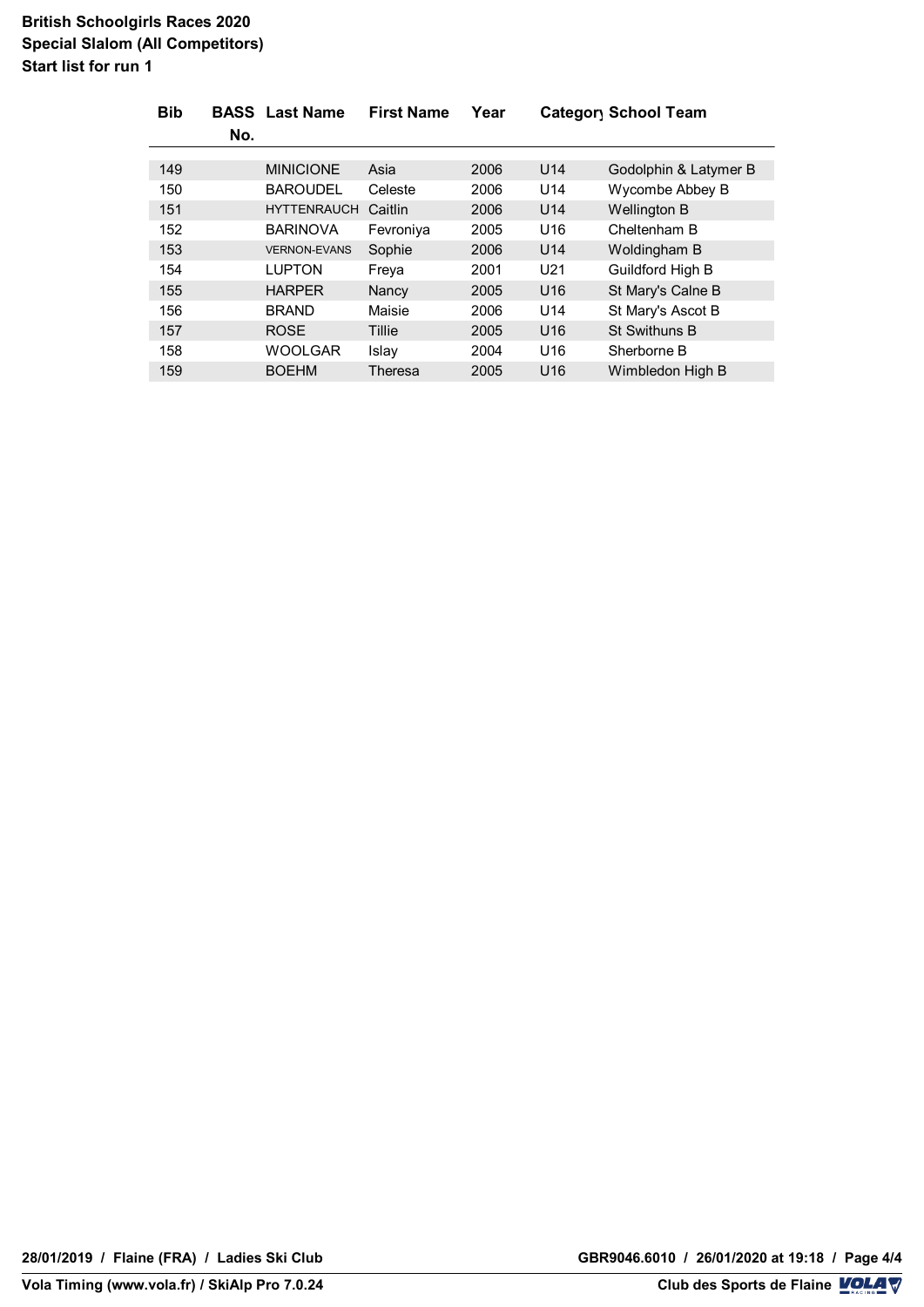**British Schoolgirls Races 2020**
**Special Slalom (All Competitors)**
**Start list for run 1**

| Bib | BASS No. | Last Name | First Name | Year | Category | School Team |
|---|---|---|---|---|---|---|
| 149 | | MINICIONE | Asia | 2006 | U14 | Godolphin & Latymer B |
| 150 | | BAROUDEL | Celeste | 2006 | U14 | Wycombe Abbey B |
| 151 | | HYTTENRAUCH | Caitlin | 2006 | U14 | Wellington B |
| 152 | | BARINOVA | Fevroniya | 2005 | U16 | Cheltenham B |
| 153 | | VERNON-EVANS | Sophie | 2006 | U14 | Woldingham B |
| 154 | | LUPTON | Freya | 2001 | U21 | Guildford High B |
| 155 | | HARPER | Nancy | 2005 | U16 | St Mary's Calne B |
| 156 | | BRAND | Maisie | 2006 | U14 | St Mary's Ascot B |
| 157 | | ROSE | Tillie | 2005 | U16 | St Swithuns B |
| 158 | | WOOLGAR | Islay | 2004 | U16 | Sherborne B |
| 159 | | BOEHM | Theresa | 2005 | U16 | Wimbledon High B |